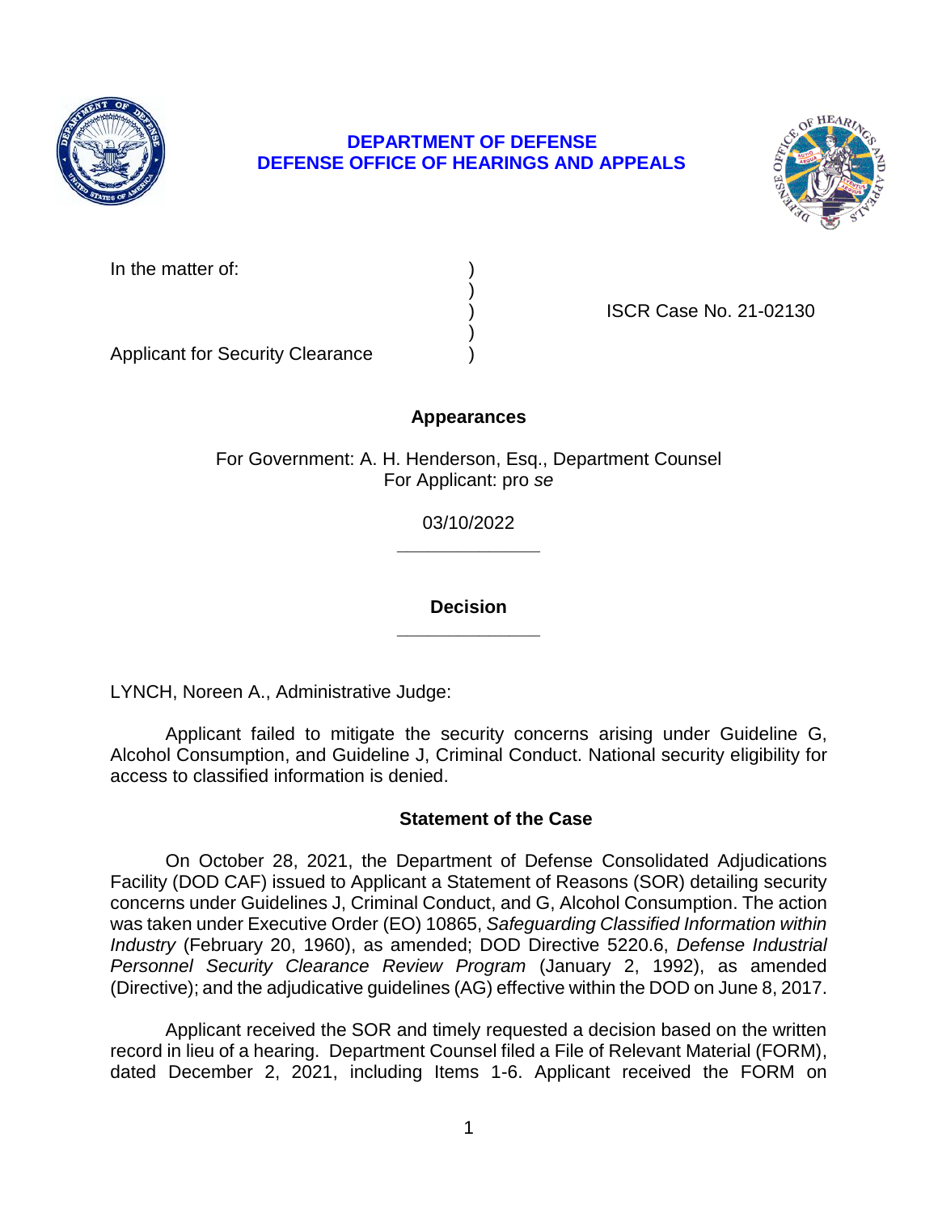**DEPARTMENT OF DEFENSE**
**DEFENSE OFFICE OF HEARINGS AND APPEALS**

In the matter of: )
)
) ISCR Case No. 21-02130
)
Applicant for Security Clearance )

**Appearances**

For Government: A. H. Henderson, Esq., Department Counsel
For Applicant: pro *se*

03/10/2022

______________

**Decision**

______________

LYNCH, Noreen A., Administrative Judge:

Applicant failed to mitigate the security concerns arising under Guideline G, Alcohol Consumption, and Guideline J, Criminal Conduct. National security eligibility for access to classified information is denied.

**Statement of the Case**

On October 28, 2021, the Department of Defense Consolidated Adjudications Facility (DOD CAF) issued to Applicant a Statement of Reasons (SOR) detailing security concerns under Guidelines J, Criminal Conduct, and G, Alcohol Consumption. The action was taken under Executive Order (EO) 10865, *Safeguarding Classified Information within Industry* (February 20, 1960), as amended; DOD Directive 5220.6, *Defense Industrial Personnel Security Clearance Review Program* (January 2, 1992), as amended (Directive); and the adjudicative guidelines (AG) effective within the DOD on June 8, 2017.

Applicant received the SOR and timely requested a decision based on the written record in lieu of a hearing. Department Counsel filed a File of Relevant Material (FORM), dated December 2, 2021, including Items 1-6. Applicant received the FORM on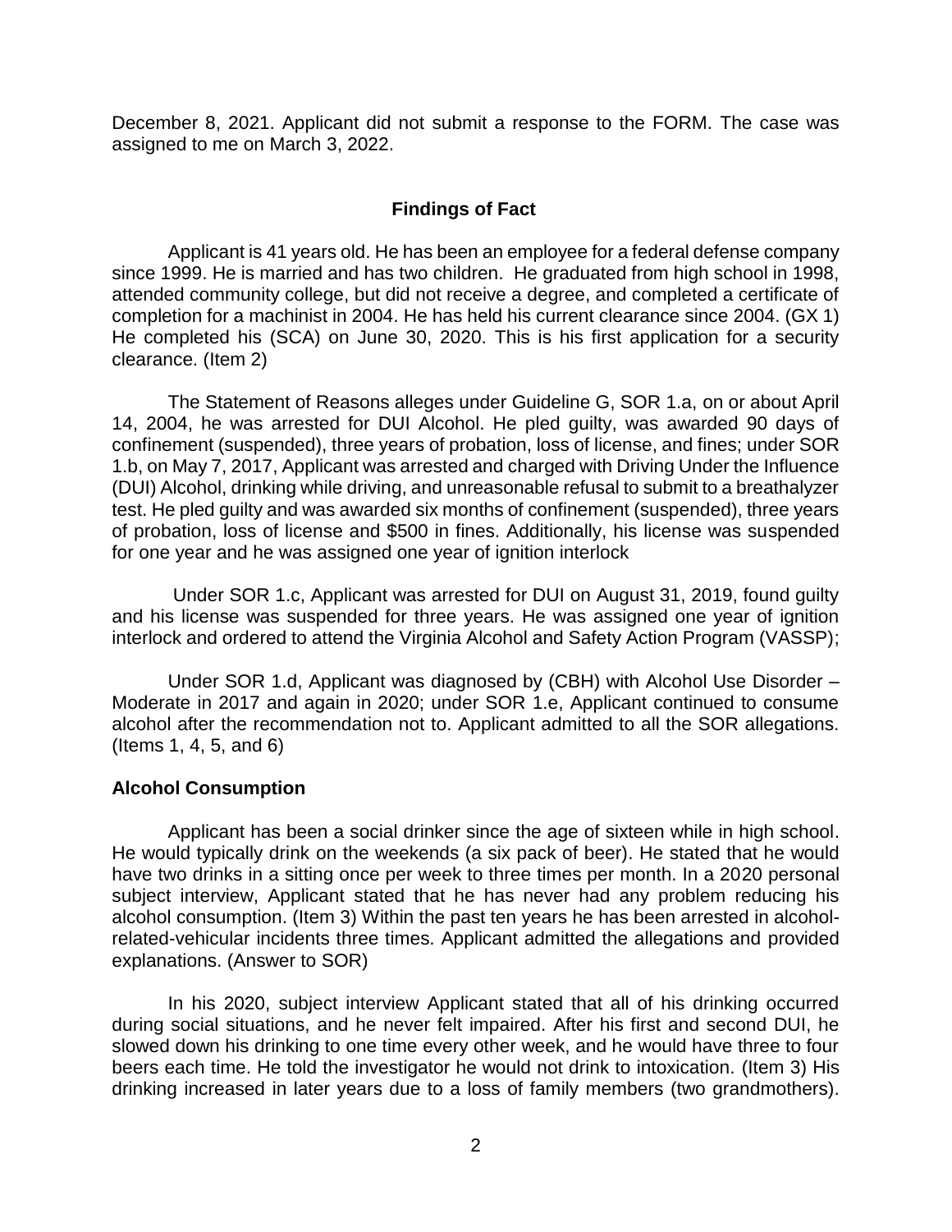December 8, 2021. Applicant did not submit a response to the FORM. The case was assigned to me on March 3, 2022.

## Findings of Fact

Applicant is 41 years old. He has been an employee for a federal defense company since 1999. He is married and has two children. He graduated from high school in 1998, attended community college, but did not receive a degree, and completed a certificate of completion for a machinist in 2004. He has held his current clearance since 2004. (GX 1) He completed his (SCA) on June 30, 2020. This is his first application for a security clearance. (Item 2)

The Statement of Reasons alleges under Guideline G, SOR 1.a, on or about April 14, 2004, he was arrested for DUI Alcohol. He pled guilty, was awarded 90 days of confinement (suspended), three years of probation, loss of license, and fines; under SOR 1.b, on May 7, 2017, Applicant was arrested and charged with Driving Under the Influence (DUI) Alcohol, drinking while driving, and unreasonable refusal to submit to a breathalyzer test. He pled guilty and was awarded six months of confinement (suspended), three years of probation, loss of license and $500 in fines. Additionally, his license was suspended for one year and he was assigned one year of ignition interlock

Under SOR 1.c, Applicant was arrested for DUI on August 31, 2019, found guilty and his license was suspended for three years. He was assigned one year of ignition interlock and ordered to attend the Virginia Alcohol and Safety Action Program (VASSP);

Under SOR 1.d, Applicant was diagnosed by (CBH) with Alcohol Use Disorder – Moderate in 2017 and again in 2020; under SOR 1.e, Applicant continued to consume alcohol after the recommendation not to. Applicant admitted to all the SOR allegations. (Items 1, 4, 5, and 6)

### Alcohol Consumption

Applicant has been a social drinker since the age of sixteen while in high school. He would typically drink on the weekends (a six pack of beer). He stated that he would have two drinks in a sitting once per week to three times per month. In a 2020 personal subject interview, Applicant stated that he has never had any problem reducing his alcohol consumption. (Item 3) Within the past ten years he has been arrested in alcohol-related-vehicular incidents three times. Applicant admitted the allegations and provided explanations. (Answer to SOR)

In his 2020, subject interview Applicant stated that all of his drinking occurred during social situations, and he never felt impaired. After his first and second DUI, he slowed down his drinking to one time every other week, and he would have three to four beers each time. He told the investigator he would not drink to intoxication. (Item 3) His drinking increased in later years due to a loss of family members (two grandmothers).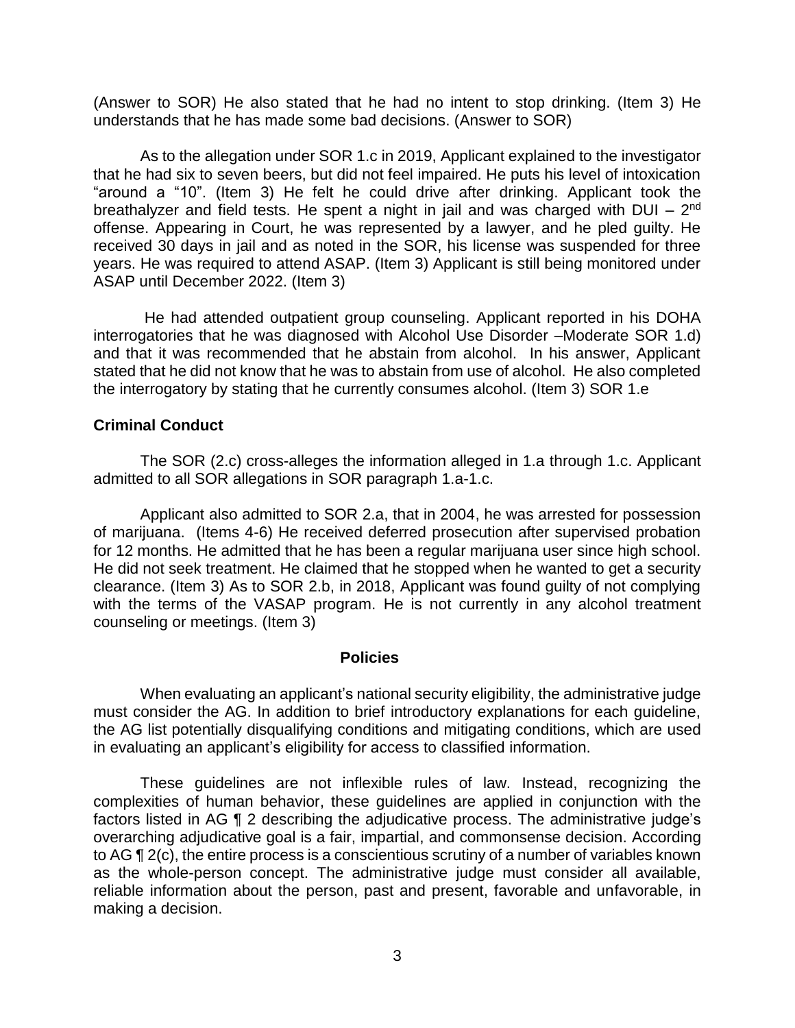(Answer to SOR) He also stated that he had no intent to stop drinking. (Item 3) He understands that he has made some bad decisions. (Answer to SOR)

As to the allegation under SOR 1.c in 2019, Applicant explained to the investigator that he had six to seven beers, but did not feel impaired. He puts his level of intoxication "around a "10". (Item 3) He felt he could drive after drinking. Applicant took the breathalyzer and field tests. He spent a night in jail and was charged with DUI – 2nd offense. Appearing in Court, he was represented by a lawyer, and he pled guilty. He received 30 days in jail and as noted in the SOR, his license was suspended for three years. He was required to attend ASAP. (Item 3) Applicant is still being monitored under ASAP until December 2022. (Item 3)

He had attended outpatient group counseling. Applicant reported in his DOHA interrogatories that he was diagnosed with Alcohol Use Disorder –Moderate SOR 1.d) and that it was recommended that he abstain from alcohol. In his answer, Applicant stated that he did not know that he was to abstain from use of alcohol. He also completed the interrogatory by stating that he currently consumes alcohol. (Item 3) SOR 1.e

**Criminal Conduct**

The SOR (2.c) cross-alleges the information alleged in 1.a through 1.c. Applicant admitted to all SOR allegations in SOR paragraph 1.a-1.c.

Applicant also admitted to SOR 2.a, that in 2004, he was arrested for possession of marijuana. (Items 4-6) He received deferred prosecution after supervised probation for 12 months. He admitted that he has been a regular marijuana user since high school. He did not seek treatment. He claimed that he stopped when he wanted to get a security clearance. (Item 3) As to SOR 2.b, in 2018, Applicant was found guilty of not complying with the terms of the VASAP program. He is not currently in any alcohol treatment counseling or meetings. (Item 3)

## Policies

When evaluating an applicant's national security eligibility, the administrative judge must consider the AG. In addition to brief introductory explanations for each guideline, the AG list potentially disqualifying conditions and mitigating conditions, which are used in evaluating an applicant's eligibility for access to classified information.

These guidelines are not inflexible rules of law. Instead, recognizing the complexities of human behavior, these guidelines are applied in conjunction with the factors listed in AG ¶ 2 describing the adjudicative process. The administrative judge's overarching adjudicative goal is a fair, impartial, and commonsense decision. According to AG ¶ 2(c), the entire process is a conscientious scrutiny of a number of variables known as the whole-person concept. The administrative judge must consider all available, reliable information about the person, past and present, favorable and unfavorable, in making a decision.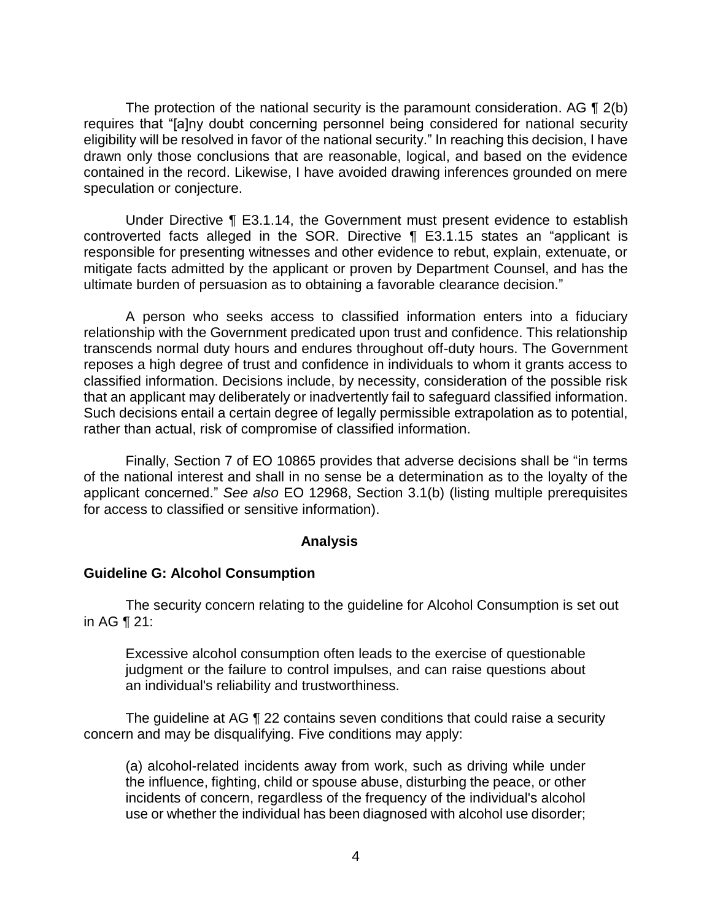The protection of the national security is the paramount consideration. AG ¶ 2(b) requires that "[a]ny doubt concerning personnel being considered for national security eligibility will be resolved in favor of the national security." In reaching this decision, I have drawn only those conclusions that are reasonable, logical, and based on the evidence contained in the record. Likewise, I have avoided drawing inferences grounded on mere speculation or conjecture.

Under Directive ¶ E3.1.14, the Government must present evidence to establish controverted facts alleged in the SOR. Directive ¶ E3.1.15 states an "applicant is responsible for presenting witnesses and other evidence to rebut, explain, extenuate, or mitigate facts admitted by the applicant or proven by Department Counsel, and has the ultimate burden of persuasion as to obtaining a favorable clearance decision."

A person who seeks access to classified information enters into a fiduciary relationship with the Government predicated upon trust and confidence. This relationship transcends normal duty hours and endures throughout off-duty hours. The Government reposes a high degree of trust and confidence in individuals to whom it grants access to classified information. Decisions include, by necessity, consideration of the possible risk that an applicant may deliberately or inadvertently fail to safeguard classified information. Such decisions entail a certain degree of legally permissible extrapolation as to potential, rather than actual, risk of compromise of classified information.

Finally, Section 7 of EO 10865 provides that adverse decisions shall be "in terms of the national interest and shall in no sense be a determination as to the loyalty of the applicant concerned." *See also* EO 12968, Section 3.1(b) (listing multiple prerequisites for access to classified or sensitive information).

## Analysis

### Guideline G: Alcohol Consumption

The security concern relating to the guideline for Alcohol Consumption is set out in AG ¶ 21:

> Excessive alcohol consumption often leads to the exercise of questionable judgment or the failure to control impulses, and can raise questions about an individual's reliability and trustworthiness.

The guideline at AG ¶ 22 contains seven conditions that could raise a security concern and may be disqualifying. Five conditions may apply:

> (a) alcohol-related incidents away from work, such as driving while under the influence, fighting, child or spouse abuse, disturbing the peace, or other incidents of concern, regardless of the frequency of the individual's alcohol use or whether the individual has been diagnosed with alcohol use disorder;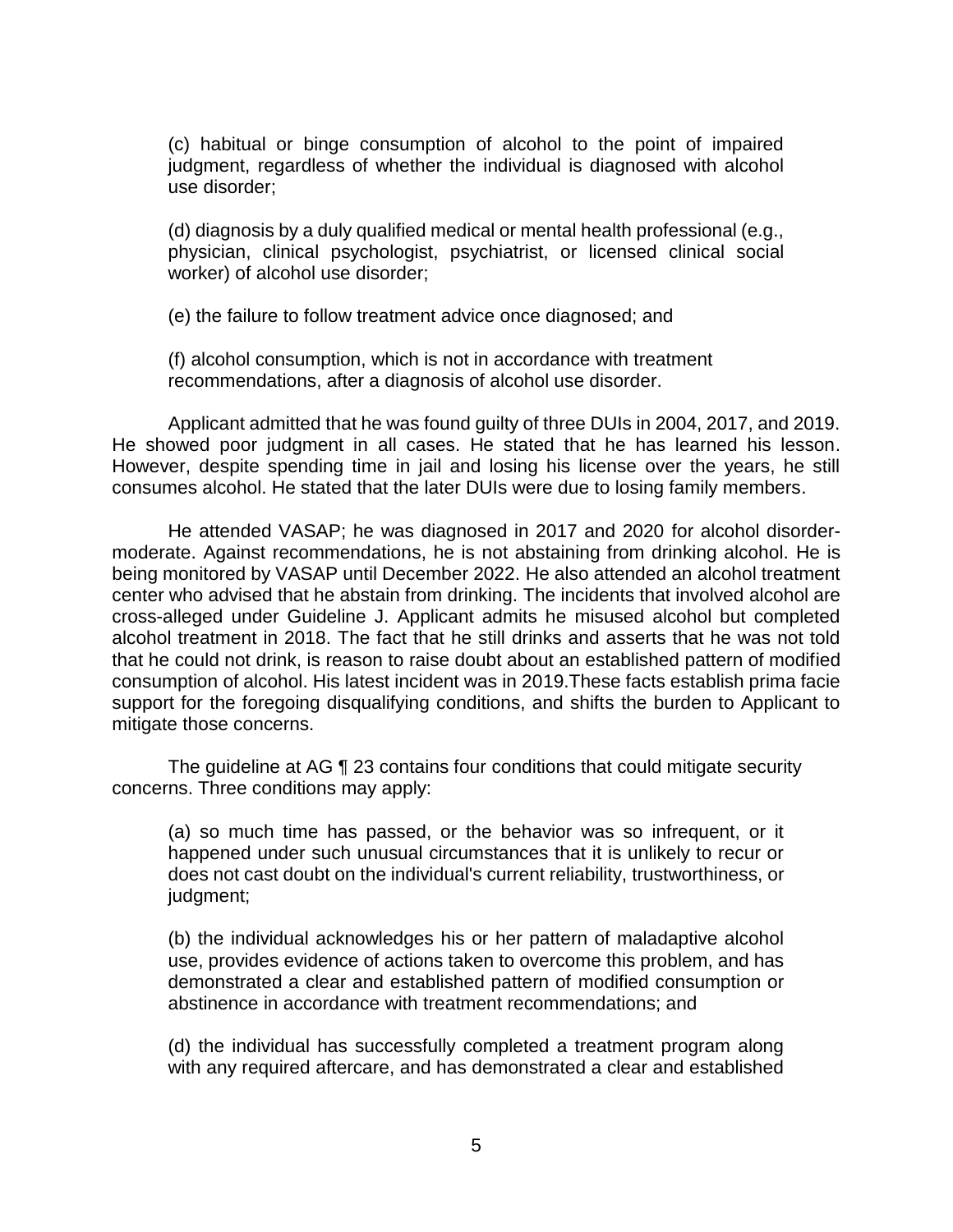> (c) habitual or binge consumption of alcohol to the point of impaired judgment, regardless of whether the individual is diagnosed with alcohol use disorder;
>
> (d) diagnosis by a duly qualified medical or mental health professional (e.g., physician, clinical psychologist, psychiatrist, or licensed clinical social worker) of alcohol use disorder;
>
> (e) the failure to follow treatment advice once diagnosed; and
>
> (f) alcohol consumption, which is not in accordance with treatment recommendations, after a diagnosis of alcohol use disorder.

Applicant admitted that he was found guilty of three DUIs in 2004, 2017, and 2019. He showed poor judgment in all cases. He stated that he has learned his lesson. However, despite spending time in jail and losing his license over the years, he still consumes alcohol. He stated that the later DUIs were due to losing family members.

He attended VASAP; he was diagnosed in 2017 and 2020 for alcohol disorder-moderate. Against recommendations, he is not abstaining from drinking alcohol. He is being monitored by VASAP until December 2022. He also attended an alcohol treatment center who advised that he abstain from drinking. The incidents that involved alcohol are cross-alleged under Guideline J. Applicant admits he misused alcohol but completed alcohol treatment in 2018. The fact that he still drinks and asserts that he was not told that he could not drink, is reason to raise doubt about an established pattern of modified consumption of alcohol. His latest incident was in 2019.These facts establish prima facie support for the foregoing disqualifying conditions, and shifts the burden to Applicant to mitigate those concerns.

The guideline at AG ¶ 23 contains four conditions that could mitigate security concerns. Three conditions may apply:

> (a) so much time has passed, or the behavior was so infrequent, or it happened under such unusual circumstances that it is unlikely to recur or does not cast doubt on the individual's current reliability, trustworthiness, or judgment;
>
> (b) the individual acknowledges his or her pattern of maladaptive alcohol use, provides evidence of actions taken to overcome this problem, and has demonstrated a clear and established pattern of modified consumption or abstinence in accordance with treatment recommendations; and
>
> (d) the individual has successfully completed a treatment program along with any required aftercare, and has demonstrated a clear and established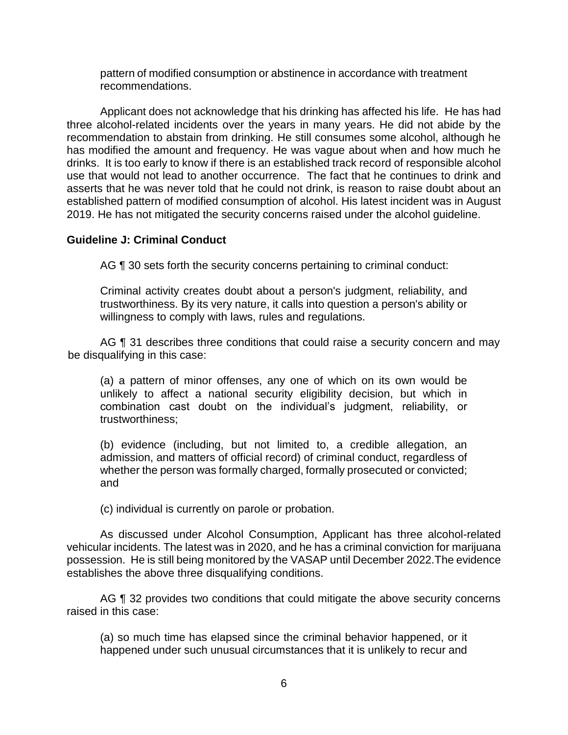pattern of modified consumption or abstinence in accordance with treatment recommendations.

Applicant does not acknowledge that his drinking has affected his life. He has had three alcohol-related incidents over the years in many years. He did not abide by the recommendation to abstain from drinking. He still consumes some alcohol, although he has modified the amount and frequency. He was vague about when and how much he drinks. It is too early to know if there is an established track record of responsible alcohol use that would not lead to another occurrence. The fact that he continues to drink and asserts that he was never told that he could not drink, is reason to raise doubt about an established pattern of modified consumption of alcohol. His latest incident was in August 2019. He has not mitigated the security concerns raised under the alcohol guideline.

**Guideline J: Criminal Conduct**

AG ¶ 30 sets forth the security concerns pertaining to criminal conduct:

> Criminal activity creates doubt about a person's judgment, reliability, and trustworthiness. By its very nature, it calls into question a person's ability or willingness to comply with laws, rules and regulations.

AG ¶ 31 describes three conditions that could raise a security concern and may be disqualifying in this case:

> (a) a pattern of minor offenses, any one of which on its own would be unlikely to affect a national security eligibility decision, but which in combination cast doubt on the individual's judgment, reliability, or trustworthiness;
>
> (b) evidence (including, but not limited to, a credible allegation, an admission, and matters of official record) of criminal conduct, regardless of whether the person was formally charged, formally prosecuted or convicted; and
>
> (c) individual is currently on parole or probation.

As discussed under Alcohol Consumption, Applicant has three alcohol-related vehicular incidents. The latest was in 2020, and he has a criminal conviction for marijuana possession. He is still being monitored by the VASAP until December 2022.The evidence establishes the above three disqualifying conditions.

AG ¶ 32 provides two conditions that could mitigate the above security concerns raised in this case:

> (a) so much time has elapsed since the criminal behavior happened, or it happened under such unusual circumstances that it is unlikely to recur and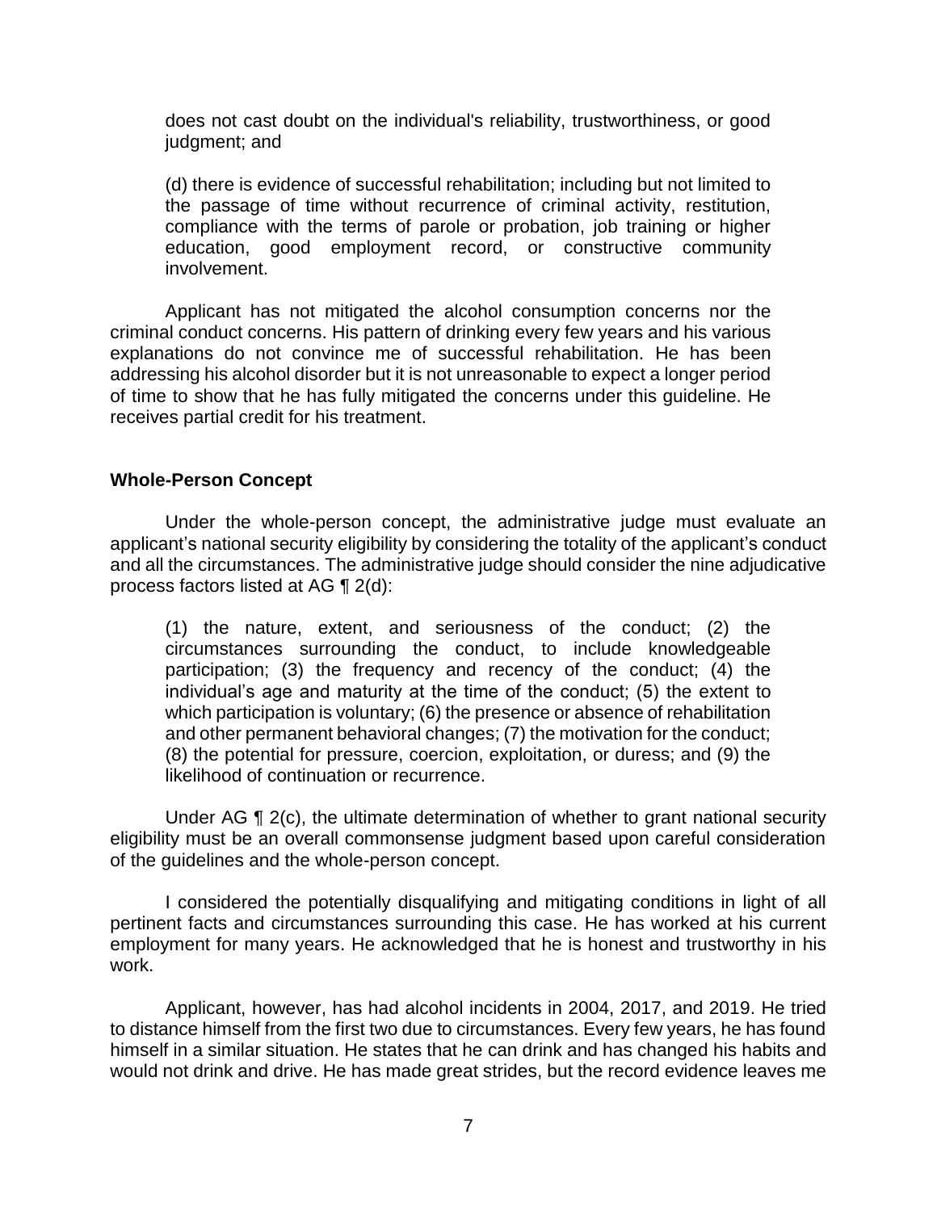does not cast doubt on the individual's reliability, trustworthiness, or good judgment; and

(d) there is evidence of successful rehabilitation; including but not limited to the passage of time without recurrence of criminal activity, restitution, compliance with the terms of parole or probation, job training or higher education, good employment record, or constructive community involvement.

Applicant has not mitigated the alcohol consumption concerns nor the criminal conduct concerns. His pattern of drinking every few years and his various explanations do not convince me of successful rehabilitation. He has been addressing his alcohol disorder but it is not unreasonable to expect a longer period of time to show that he has fully mitigated the concerns under this guideline. He receives partial credit for his treatment.

**Whole-Person Concept**

Under the whole-person concept, the administrative judge must evaluate an applicant's national security eligibility by considering the totality of the applicant's conduct and all the circumstances. The administrative judge should consider the nine adjudicative process factors listed at AG ¶ 2(d):

(1) the nature, extent, and seriousness of the conduct; (2) the circumstances surrounding the conduct, to include knowledgeable participation; (3) the frequency and recency of the conduct; (4) the individual's age and maturity at the time of the conduct; (5) the extent to which participation is voluntary; (6) the presence or absence of rehabilitation and other permanent behavioral changes; (7) the motivation for the conduct; (8) the potential for pressure, coercion, exploitation, or duress; and (9) the likelihood of continuation or recurrence.

Under AG ¶ 2(c), the ultimate determination of whether to grant national security eligibility must be an overall commonsense judgment based upon careful consideration of the guidelines and the whole-person concept.

I considered the potentially disqualifying and mitigating conditions in light of all pertinent facts and circumstances surrounding this case. He has worked at his current employment for many years. He acknowledged that he is honest and trustworthy in his work.

Applicant, however, has had alcohol incidents in 2004, 2017, and 2019. He tried to distance himself from the first two due to circumstances. Every few years, he has found himself in a similar situation. He states that he can drink and has changed his habits and would not drink and drive. He has made great strides, but the record evidence leaves me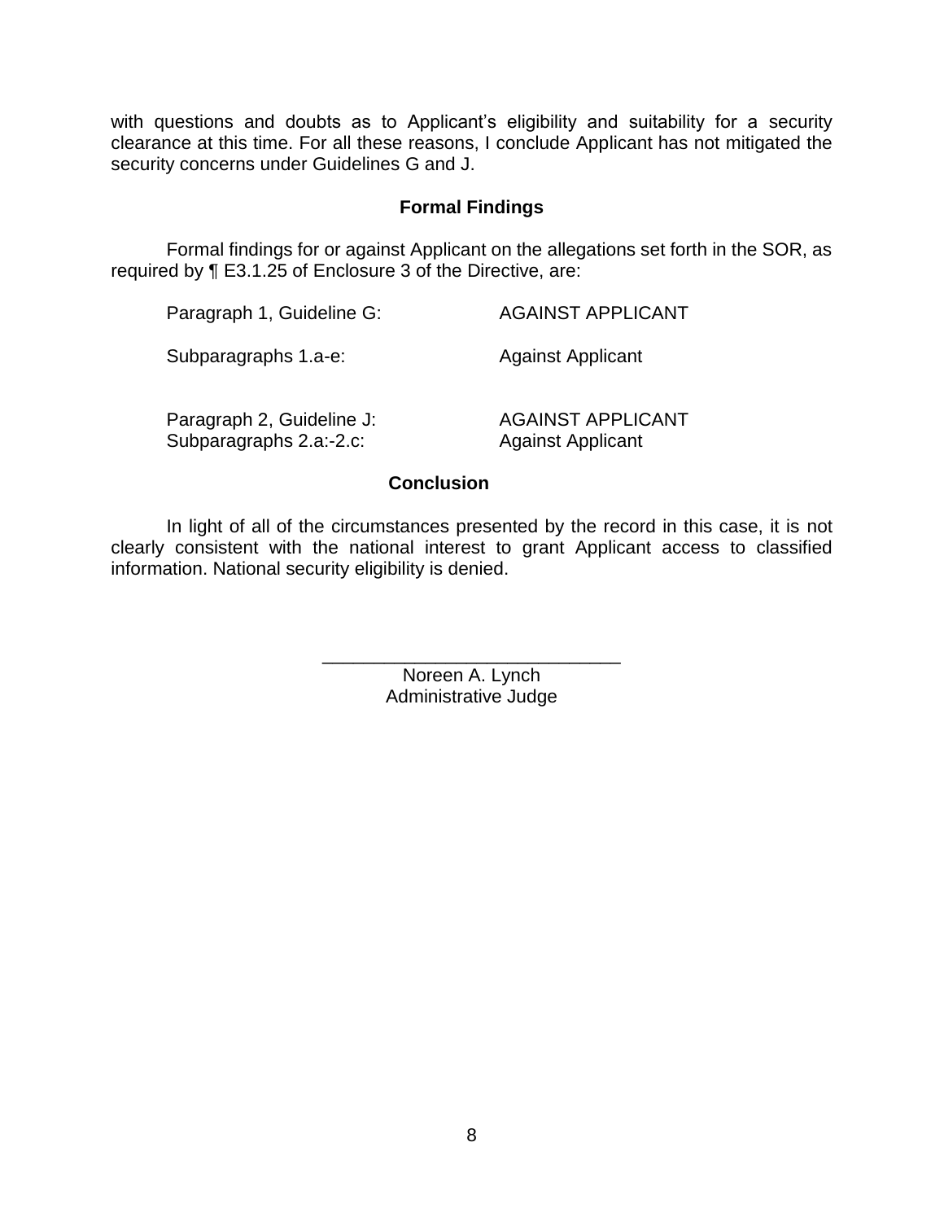with questions and doubts as to Applicant's eligibility and suitability for a security clearance at this time. For all these reasons, I conclude Applicant has not mitigated the security concerns under Guidelines G and J.

## Formal Findings

Formal findings for or against Applicant on the allegations set forth in the SOR, as required by ¶ E3.1.25 of Enclosure 3 of the Directive, are:

| | |
|---|---|
| Paragraph 1, Guideline G: | AGAINST APPLICANT |
| Subparagraphs 1.a-e: | Against Applicant |
| Paragraph 2, Guideline J: | AGAINST APPLICANT |
| Subparagraphs 2.a:-2.c: | Against Applicant |

## Conclusion

In light of all of the circumstances presented by the record in this case, it is not clearly consistent with the national interest to grant Applicant access to classified information. National security eligibility is denied.

\_\_\_\_\_\_\_\_\_\_\_\_\_\_\_\_\_\_\_\_\_\_\_\_\_\_\_\_\_\_
Noreen A. Lynch
Administrative Judge